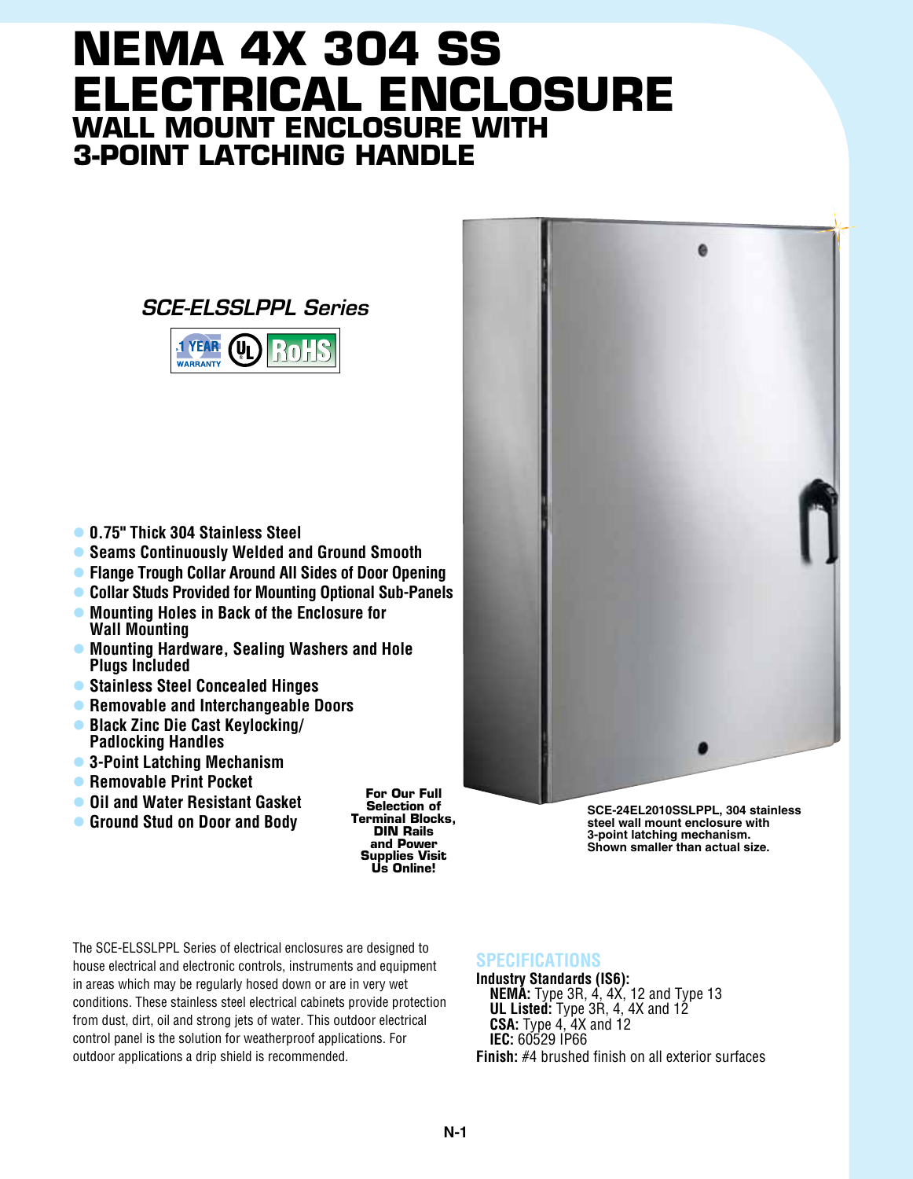# NEMA 4X 304 SS ELECTRICAL ENCLOSURE

## WALL MOUNT ENCLOSURE WITH 3-POINT LATCHING HANDLE

### *SCE-ELSSLPPL Series*

1 YEAR WARRANTY | UL | RoHS

- 0.75" Thick 304 Stainless Steel
- Seams Continuously Welded and Ground Smooth
- Flange Trough Collar Around All Sides of Door Opening
- Collar Studs Provided for Mounting Optional Sub-Panels
- Mounting Holes in Back of the Enclosure for Wall Mounting
- Mounting Hardware, Sealing Washers and Hole Plugs Included
- Stainless Steel Concealed Hinges
- Removable and Interchangeable Doors
- Black Zinc Die Cast Keylocking/ Padlocking Handles
- 3-Point Latching Mechanism
- Removable Print Pocket
- Oil and Water Resistant Gasket
- Ground Stud on Door and Body

**For Our Full Selection of Terminal Blocks, DIN Rails and Power Supplies Visit Us Online!**

**SCE-24EL2010SSLPPL, 304 stainless steel wall mount enclosure with 3-point latching mechanism. Shown smaller than actual size.**

The SCE-ELSSLPPL Series of electrical enclosures are designed to house electrical and electronic controls, instruments and equipment in areas which may be regularly hosed down or are in very wet conditions. These stainless steel electrical cabinets provide protection from dust, dirt, oil and strong jets of water. This outdoor electrical control panel is the solution for weatherproof applications. For outdoor applications a drip shield is recommended.

## SPECIFICATIONS

**Industry Standards (IS6):**

**NEMA:** Type 3R, 4, 4X, 12 and Type 13
**UL Listed:** Type 3R, 4, 4X and 12
**CSA:** Type 4, 4X and 12
**IEC:** 60529 IP66

**Finish:** #4 brushed finish on all exterior surfaces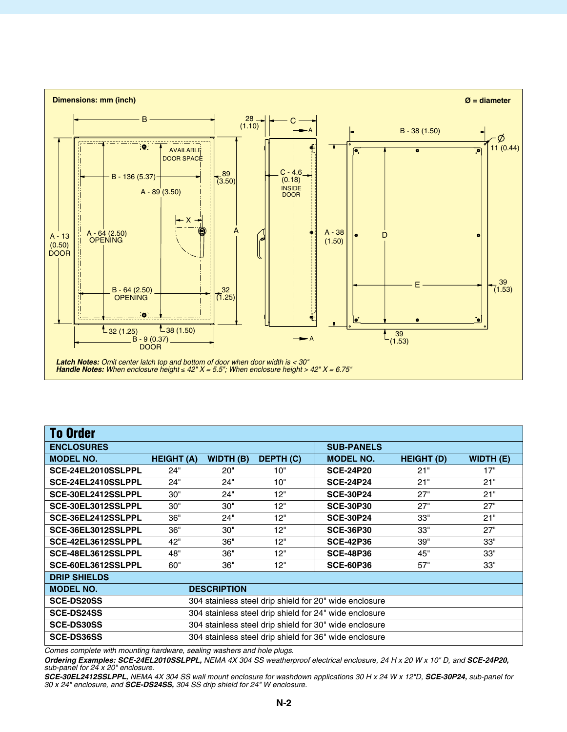Dimensions: mm (inch)

Ø = diameter

B

28 (1.10)

C

A

AVAILABLE DOOR SPACE

B - 136 (5.37)

89 (3.50)

A - 89 (3.50)

C - 4.6 (0.18) INSIDE DOOR

B - 38 (1.50)

Ø 11 (0.44)

X

A - 13 (0.50) DOOR

A - 64 (2.50) OPENING

A

A - 38 (1.50)

D

B - 64 (2.50) OPENING

32 (1.25)

E

39 (1.53)

32 (1.25)

38 (1.50)

B - 9 (0.37) DOOR

A

39 (1.53)

***Latch Notes:*** *Omit center latch top and bottom of door when door width is < 30"*
***Handle Notes:*** *When enclosure height ≤ 42" X = 5.5"; When enclosure height > 42" X = 6.75"*

## To Order

| ENCLOSURES | | | | SUB-PANELS | | |
|---|---|---|---|---|---|---|
| **MODEL NO.** | **HEIGHT (A)** | **WIDTH (B)** | **DEPTH (C)** | **MODEL NO.** | **HEIGHT (D)** | **WIDTH (E)** |
| **SCE-24EL2010SSLPPL** | 24" | 20" | 10" | **SCE-24P20** | 21" | 17" |
| **SCE-24EL2410SSLPPL** | 24" | 24" | 10" | **SCE-24P24** | 21" | 21" |
| **SCE-30EL2412SSLPPL** | 30" | 24" | 12" | **SCE-30P24** | 27" | 21" |
| **SCE-30EL3012SSLPPL** | 30" | 30" | 12" | **SCE-30P30** | 27" | 27" |
| **SCE-36EL2412SSLPPL** | 36" | 24" | 12" | **SCE-30P24** | 33" | 21" |
| **SCE-36EL3012SSLPPL** | 36" | 30" | 12" | **SCE-36P30** | 33" | 27" |
| **SCE-42EL3612SSLPPL** | 42" | 36" | 12" | **SCE-42P36** | 39" | 33" |
| **SCE-48EL3612SSLPPL** | 48" | 36" | 12" | **SCE-48P36** | 45" | 33" |
| **SCE-60EL3612SSLPPL** | 60" | 36" | 12" | **SCE-60P36** | 57" | 33" |

| DRIP SHIELDS | |
|---|---|
| **MODEL NO.** | **DESCRIPTION** |
| **SCE-DS20SS** | 304 stainless steel drip shield for 20" wide enclosure |
| **SCE-DS24SS** | 304 stainless steel drip shield for 24" wide enclosure |
| **SCE-DS30SS** | 304 stainless steel drip shield for 30" wide enclosure |
| **SCE-DS36SS** | 304 stainless steel drip shield for 36" wide enclosure |

*Comes complete with mounting hardware, sealing washers and hole plugs.*

***Ordering Examples: SCE-24EL2010SSLPPL,*** *NEMA 4X 304 SS weatherproof electrical enclosure, 24 H x 20 W x 10" D, and* ***SCE-24P20,*** *sub-panel for 24 x 20" enclosure.*

***SCE-30EL2412SSLPPL,*** *NEMA 4X 304 SS wall mount enclosure for washdown applications 30 H x 24 W x 12"D,* ***SCE-30P24,*** *sub-panel for 30 x 24" enclosure, and* ***SCE-DS24SS,*** *304 SS drip shield for 24" W enclosure.*